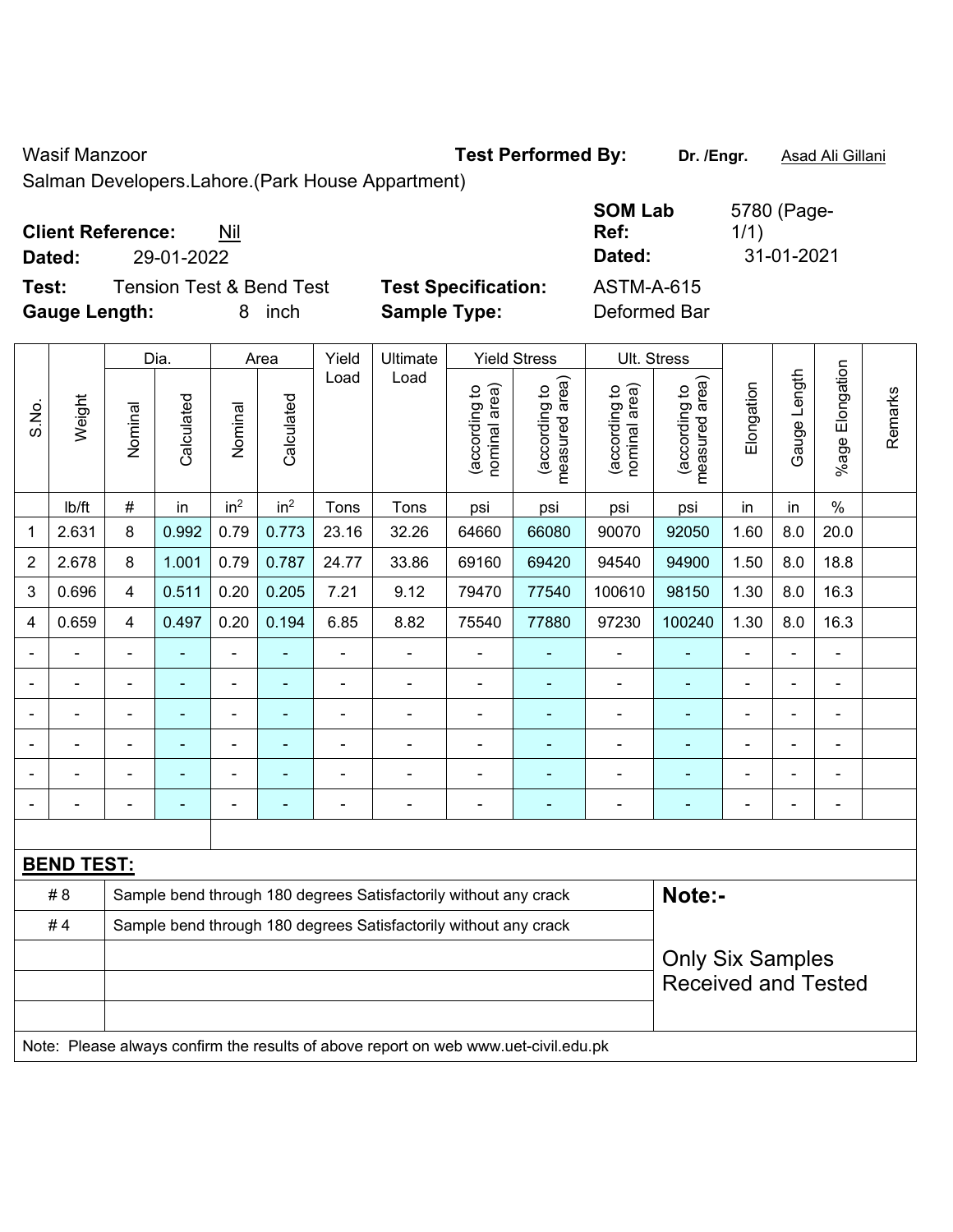Wasif Manzoor **Test Performed By:** **Dr. /Engr.** Asad Ali Gillani

Salman Developers.Lahore.(Park House Appartment)

**Client Reference:** Nil **SOM Lab Ref:** 5780 (Page-1/1)

**Dated:** 29-01-2022 **Dated:** 31-01-2021

**Test:** Tension Test & Bend Test **Test Specification:** ASTM-A-615

**Gauge Length:** 8 inch **Sample Type:** Deformed Bar

| S.No. | Weight | Dia. | | Area | | Yield Load | Ultimate Load | Yield Stress | | Ult. Stress | | Elongation | Gauge Length | %age Elongation | Remarks |
|---|---|---|---|---|---|---|---|---|---|---|---|---|---|---|---|
| | | Nominal | Calculated | Nominal | Calculated | | | (according to nominal area) | (according to measured area) | (according to nominal area) | (according to measured area) | | | | |
| | lb/ft | # | in | in² | in² | Tons | Tons | psi | psi | psi | psi | in | in | % | |
| 1 | 2.631 | 8 | 0.992 | 0.79 | 0.773 | 23.16 | 32.26 | 64660 | 66080 | 90070 | 92050 | 1.60 | 8.0 | 20.0 | |
| 2 | 2.678 | 8 | 1.001 | 0.79 | 0.787 | 24.77 | 33.86 | 69160 | 69420 | 94540 | 94900 | 1.50 | 8.0 | 18.8 | |
| 3 | 0.696 | 4 | 0.511 | 0.20 | 0.205 | 7.21 | 9.12 | 79470 | 77540 | 100610 | 98150 | 1.30 | 8.0 | 16.3 | |
| 4 | 0.659 | 4 | 0.497 | 0.20 | 0.194 | 6.85 | 8.82 | 75540 | 77880 | 97230 | 100240 | 1.30 | 8.0 | 16.3 | |
| - | - | - | - | - | - | - | - | - | - | - | - | - | - | - | |
| - | - | - | - | - | - | - | - | - | - | - | - | - | - | - | |
| - | - | - | - | - | - | - | - | - | - | - | - | - | - | - | |
| - | - | - | - | - | - | - | - | - | - | - | - | - | - | - | |
| - | - | - | - | - | - | - | - | - | - | - | - | - | - | - | |
| - | - | - | - | - | - | - | - | - | - | - | - | - | - | - | |

**BEND TEST:**

| | | |
|---|---|---|
| # 8 | Sample bend through 180 degrees Satisfactorily without any crack | **Note:-** |
| # 4 | Sample bend through 180 degrees Satisfactorily without any crack | Only Six Samples Received and Tested |

Note: Please always confirm the results of above report on web www.uet-civil.edu.pk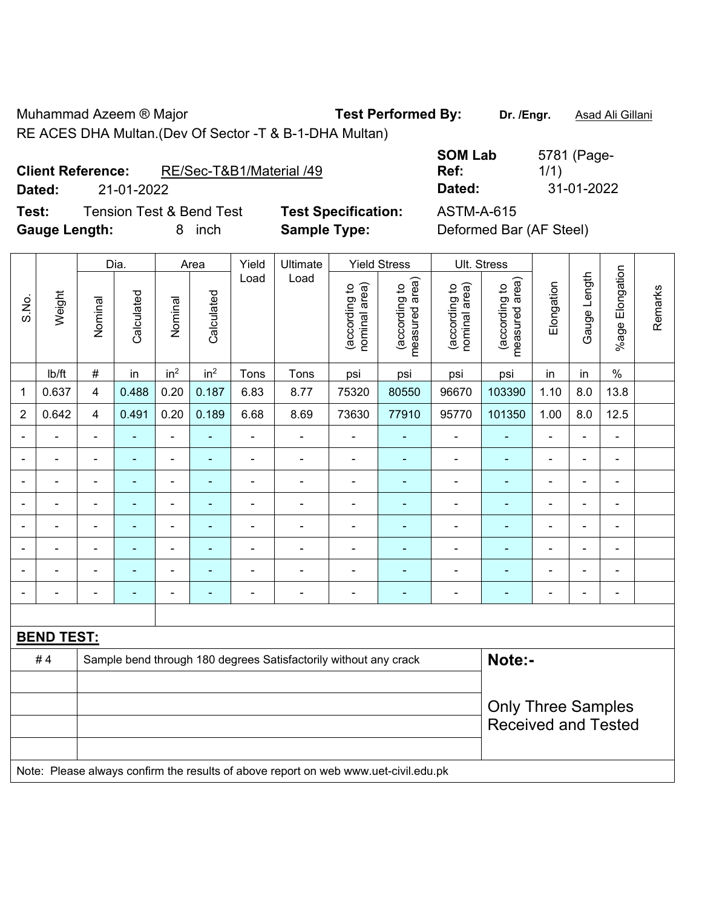Muhammad Azeem ® Major

RE ACES DHA Multan.(Dev Of Sector -T & B-1-DHA Multan)

**Test Performed By:** Dr. /Engr. Asad Ali Gillani

**Client Reference:** RE/Sec-T&B1/Material /49

**Dated:** 21-01-2022

**SOM Lab Ref:** 5781 (Page-1/1)

**Dated:** 31-01-2022

**Test:** Tension Test & Bend Test

**Test Specification:** ASTM-A-615

**Gauge Length:** 8 inch

**Sample Type:** Deformed Bar (AF Steel)

| S.No. | Weight | Dia. | | Area | | Yield Load | Ultimate Load | Yield Stress | | Ult. Stress | | Elongation | Gauge Length | %age Elongation | Remarks |
|---|---|---|---|---|---|---|---|---|---|---|---|---|---|---|---|
| | | Nominal | Calculated | Nominal | Calculated | | | (according to nominal area) | (according to measured area) | (according to nominal area) | (according to measured area) | | | | |
| | lb/ft | # | in | $in^2$ | $in^2$ | Tons | Tons | psi | psi | psi | psi | in | in | % | |
| 1 | 0.637 | 4 | 0.488 | 0.20 | 0.187 | 6.83 | 8.77 | 75320 | 80550 | 96670 | 103390 | 1.10 | 8.0 | 13.8 | |
| 2 | 0.642 | 4 | 0.491 | 0.20 | 0.189 | 6.68 | 8.69 | 73630 | 77910 | 95770 | 101350 | 1.00 | 8.0 | 12.5 | |
| - | - | - | - | - | - | - | - | - | - | - | - | - | - | - | |
| - | - | - | - | - | - | - | - | - | - | - | - | - | - | - | |
| - | - | - | - | - | - | - | - | - | - | - | - | - | - | - | |
| - | - | - | - | - | - | - | - | - | - | - | - | - | - | - | |
| - | - | - | - | - | - | - | - | - | - | - | - | - | - | - | |
| - | - | - | - | - | - | - | - | - | - | - | - | - | - | - | |
| - | - | - | - | - | - | - | - | - | - | - | - | - | - | - | |
| - | - | - | - | - | - | - | - | - | - | - | - | - | - | - | |

**BEND TEST:**

| | | |
|---|---|---|
| # 4 | Sample bend through 180 degrees Satisfactorily without any crack | **Note:-** |
| | | Only Three Samples Received and Tested |

Note: Please always confirm the results of above report on web www.uet-civil.edu.pk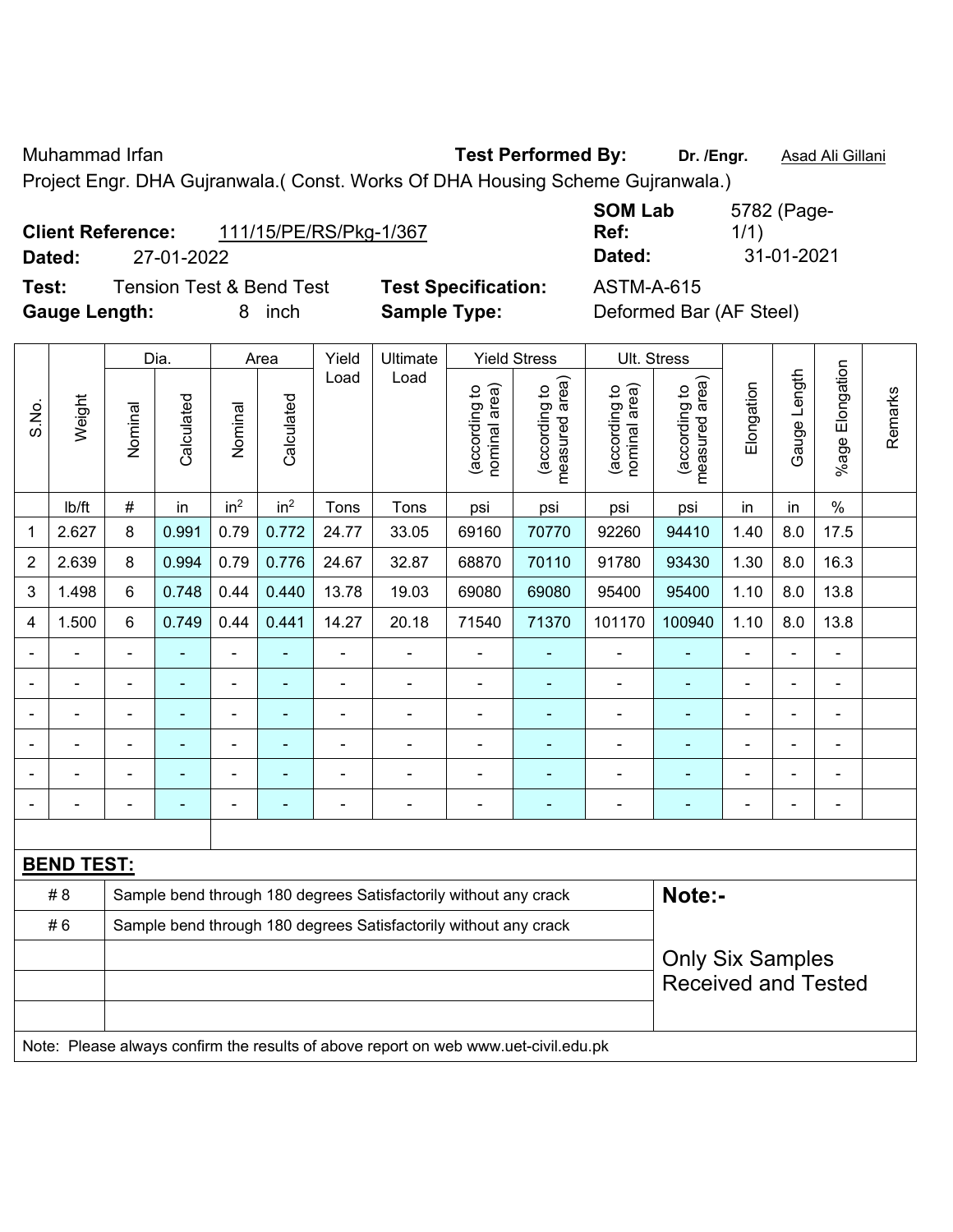Muhammad Irfan **Test Performed By:** **Dr. /Engr.** Asad Ali Gillani

Project Engr. DHA Gujranwala.( Const. Works Of DHA Housing Scheme Gujranwala.)

**Client Reference:** 111/15/PE/RS/Pkg-1/367 **SOM Lab Ref:** 5782 (Page-1/1)

**Dated:** 27-01-2022 **Dated:** 31-01-2021

**Test:** Tension Test & Bend Test **Test Specification:** ASTM-A-615

**Gauge Length:** 8 inch **Sample Type:** Deformed Bar (AF Steel)

| S.No. | Weight | Dia. | | Area | | Yield Load | Ultimate Load | Yield Stress | | Ult. Stress | | Elongation | Gauge Length | %age Elongation | Remarks |
|---|---|---|---|---|---|---|---|---|---|---|---|---|---|---|---|
| | | Nominal | Calculated | Nominal | Calculated | | | (according to nominal area) | (according to measured area) | (according to nominal area) | (according to measured area) | | | | |
| | lb/ft | # | in | in² | in² | Tons | Tons | psi | psi | psi | psi | in | in | % | |
| 1 | 2.627 | 8 | 0.991 | 0.79 | 0.772 | 24.77 | 33.05 | 69160 | 70770 | 92260 | 94410 | 1.40 | 8.0 | 17.5 | |
| 2 | 2.639 | 8 | 0.994 | 0.79 | 0.776 | 24.67 | 32.87 | 68870 | 70110 | 91780 | 93430 | 1.30 | 8.0 | 16.3 | |
| 3 | 1.498 | 6 | 0.748 | 0.44 | 0.440 | 13.78 | 19.03 | 69080 | 69080 | 95400 | 95400 | 1.10 | 8.0 | 13.8 | |
| 4 | 1.500 | 6 | 0.749 | 0.44 | 0.441 | 14.27 | 20.18 | 71540 | 71370 | 101170 | 100940 | 1.10 | 8.0 | 13.8 | |
| - | - | - | - | - | - | - | - | - | - | - | - | - | - | - | |
| - | - | - | - | - | - | - | - | - | - | - | - | - | - | - | |
| - | - | - | - | - | - | - | - | - | - | - | - | - | - | - | |
| - | - | - | - | - | - | - | - | - | - | - | - | - | - | - | |
| - | - | - | - | - | - | - | - | - | - | - | - | - | - | - | |
| - | - | - | - | - | - | - | - | - | - | - | - | - | - | - | |

**BEND TEST:**

| | | |
|---|---|---|
| # 8 | Sample bend through 180 degrees Satisfactorily without any crack | **Note:-** |
| # 6 | Sample bend through 180 degrees Satisfactorily without any crack | Only Six Samples Received and Tested |

Note: Please always confirm the results of above report on web www.uet-civil.edu.pk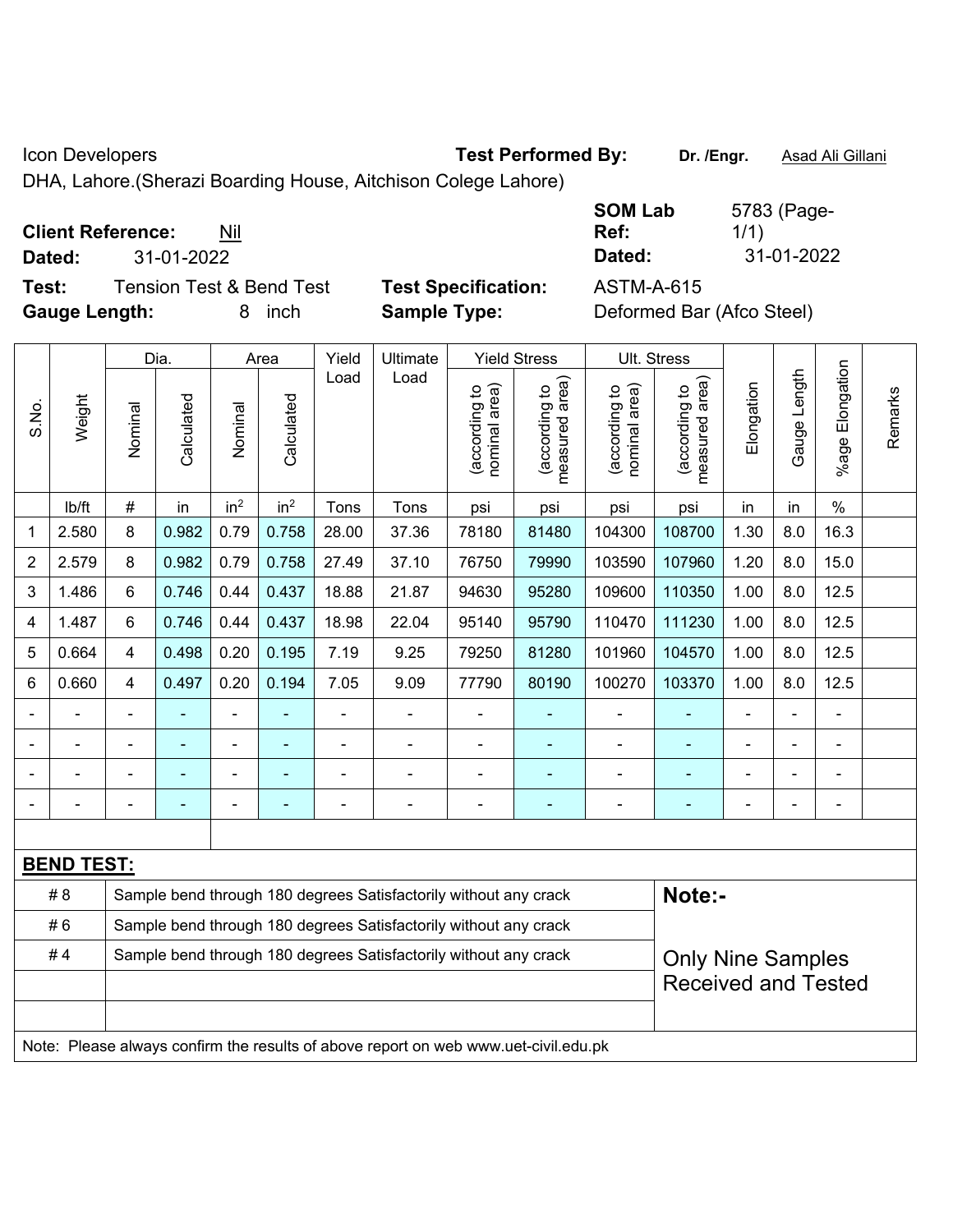Icon Developers

DHA, Lahore.(Sherazi Boarding House, Aitchison Colege Lahore)

**Test Performed By:** **Dr. /Engr.** Asad Ali Gillani

**Client Reference:** Nil

**Dated:** 31-01-2022

**SOM Lab Ref:** 5783 (Page-1/1)

**Dated:** 31-01-2022

**Test:** Tension Test & Bend Test

**Gauge Length:** 8 inch

**Test Specification:** ASTM-A-615

**Sample Type:** Deformed Bar (Afco Steel)

| S.No. | Weight | Dia. | | Area | | Yield Load | Ultimate Load | Yield Stress | | Ult. Stress | | Elongation | Gauge Length | %age Elongation | Remarks |
|---|---|---|---|---|---|---|---|---|---|---|---|---|---|---|---|
| | | Nominal | Calculated | Nominal | Calculated | | | (according to nominal area) | (according to measured area) | (according to nominal area) | (according to measured area) | | | | |
| | lb/ft | # | in | $in^2$ | $in^2$ | Tons | Tons | psi | psi | psi | psi | in | in | % | |
| 1 | 2.580 | 8 | 0.982 | 0.79 | 0.758 | 28.00 | 37.36 | 78180 | 81480 | 104300 | 108700 | 1.30 | 8.0 | 16.3 | |
| 2 | 2.579 | 8 | 0.982 | 0.79 | 0.758 | 27.49 | 37.10 | 76750 | 79990 | 103590 | 107960 | 1.20 | 8.0 | 15.0 | |
| 3 | 1.486 | 6 | 0.746 | 0.44 | 0.437 | 18.88 | 21.87 | 94630 | 95280 | 109600 | 110350 | 1.00 | 8.0 | 12.5 | |
| 4 | 1.487 | 6 | 0.746 | 0.44 | 0.437 | 18.98 | 22.04 | 95140 | 95790 | 110470 | 111230 | 1.00 | 8.0 | 12.5 | |
| 5 | 0.664 | 4 | 0.498 | 0.20 | 0.195 | 7.19 | 9.25 | 79250 | 81280 | 101960 | 104570 | 1.00 | 8.0 | 12.5 | |
| 6 | 0.660 | 4 | 0.497 | 0.20 | 0.194 | 7.05 | 9.09 | 77790 | 80190 | 100270 | 103370 | 1.00 | 8.0 | 12.5 | |
| - | - | - | - | - | - | - | - | - | - | - | - | - | - | - | |
| - | - | - | - | - | - | - | - | - | - | - | - | - | - | - | |
| - | - | - | - | - | - | - | - | - | - | - | - | - | - | - | |
| - | - | - | - | - | - | - | - | - | - | - | - | - | - | - | |

**BEND TEST:**

| | | |
|---|---|---|
| # 8 | Sample bend through 180 degrees Satisfactorily without any crack | **Note:-** |
| # 6 | Sample bend through 180 degrees Satisfactorily without any crack | |
| # 4 | Sample bend through 180 degrees Satisfactorily without any crack | Only Nine Samples Received and Tested |

Note: Please always confirm the results of above report on web www.uet-civil.edu.pk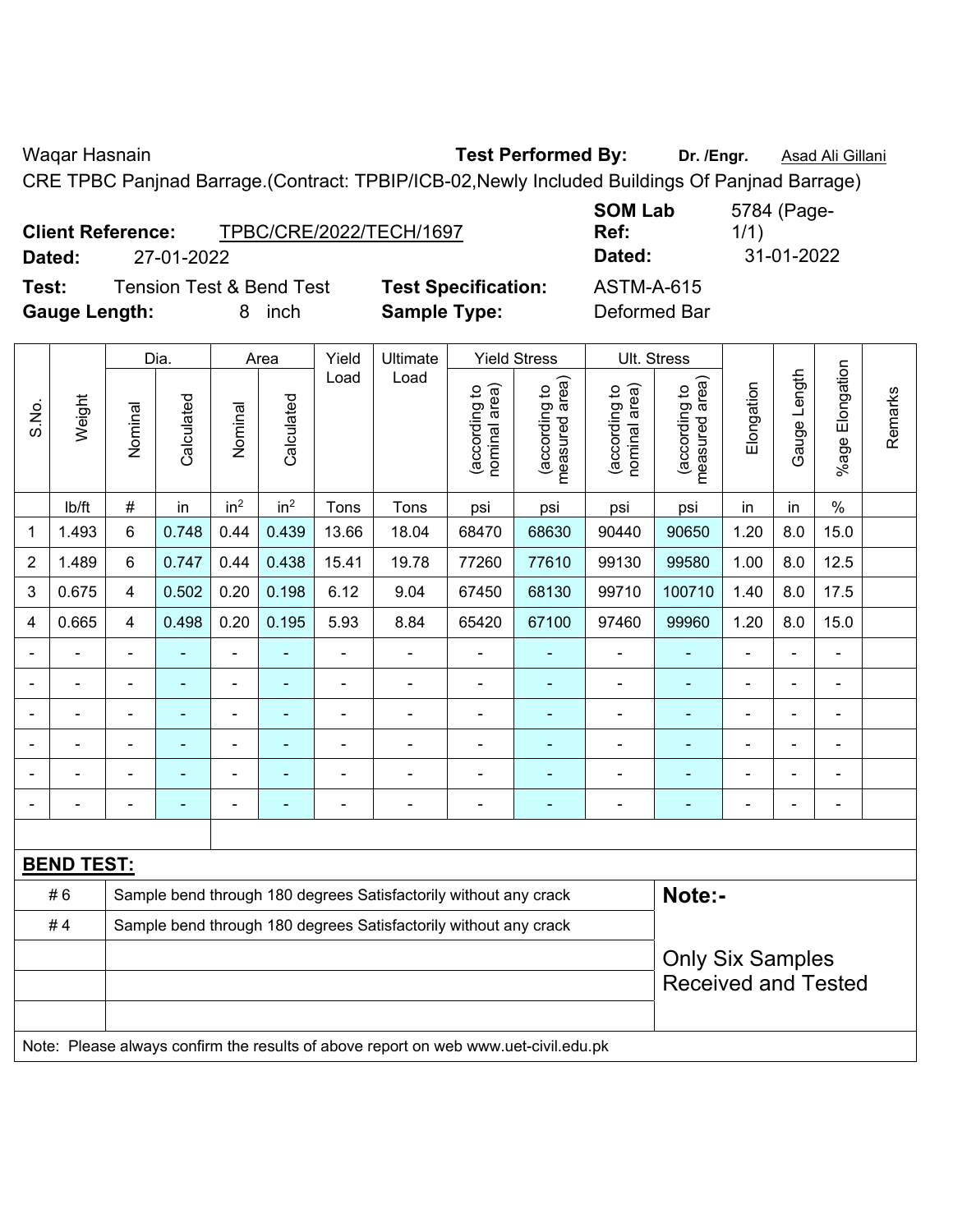Waqar Hasnain **Test Performed By:** **Dr. /Engr.** Asad Ali Gillani

CRE TPBC Panjnad Barrage.(Contract: TPBIP/ICB-02,Newly Included Buildings Of Panjnad Barrage)

**Client Reference:** TPBC/CRE/2022/TECH/1697 **SOM Lab Ref:** 5784 (Page-1/1)

**Dated:** 27-01-2022 **Dated:** 31-01-2022

**Test:** Tension Test & Bend Test **Test Specification:** ASTM-A-615

**Gauge Length:** 8 inch **Sample Type:** Deformed Bar

| S.No. | Weight | Dia. | | Area | | Yield Load | Ultimate Load | Yield Stress | | Ult. Stress | | Elongation | Gauge Length | %age Elongation | Remarks |
|---|---|---|---|---|---|---|---|---|---|---|---|---|---|---|---|
| | | Nominal | Calculated | Nominal | Calculated | | | (according to nominal area) | (according to measured area) | (according to nominal area) | (according to measured area) | | | | |
| | lb/ft | # | in | $in^2$ | $in^2$ | Tons | Tons | psi | psi | psi | psi | in | in | % | |
| 1 | 1.493 | 6 | 0.748 | 0.44 | 0.439 | 13.66 | 18.04 | 68470 | 68630 | 90440 | 90650 | 1.20 | 8.0 | 15.0 | |
| 2 | 1.489 | 6 | 0.747 | 0.44 | 0.438 | 15.41 | 19.78 | 77260 | 77610 | 99130 | 99580 | 1.00 | 8.0 | 12.5 | |
| 3 | 0.675 | 4 | 0.502 | 0.20 | 0.198 | 6.12 | 9.04 | 67450 | 68130 | 99710 | 100710 | 1.40 | 8.0 | 17.5 | |
| 4 | 0.665 | 4 | 0.498 | 0.20 | 0.195 | 5.93 | 8.84 | 65420 | 67100 | 97460 | 99960 | 1.20 | 8.0 | 15.0 | |
| - | - | - | - | - | - | - | - | - | - | - | - | - | - | - | |
| - | - | - | - | - | - | - | - | - | - | - | - | - | - | - | |
| - | - | - | - | - | - | - | - | - | - | - | - | - | - | - | |
| - | - | - | - | - | - | - | - | - | - | - | - | - | - | - | |
| - | - | - | - | - | - | - | - | - | - | - | - | - | - | - | |
| - | - | - | - | - | - | - | - | - | - | - | - | - | - | - | |

**BEND TEST:**

| | | |
|---|---|---|
| # 6 | Sample bend through 180 degrees Satisfactorily without any crack | **Note:-** |
| # 4 | Sample bend through 180 degrees Satisfactorily without any crack | Only Six Samples Received and Tested |

Note: Please always confirm the results of above report on web www.uet-civil.edu.pk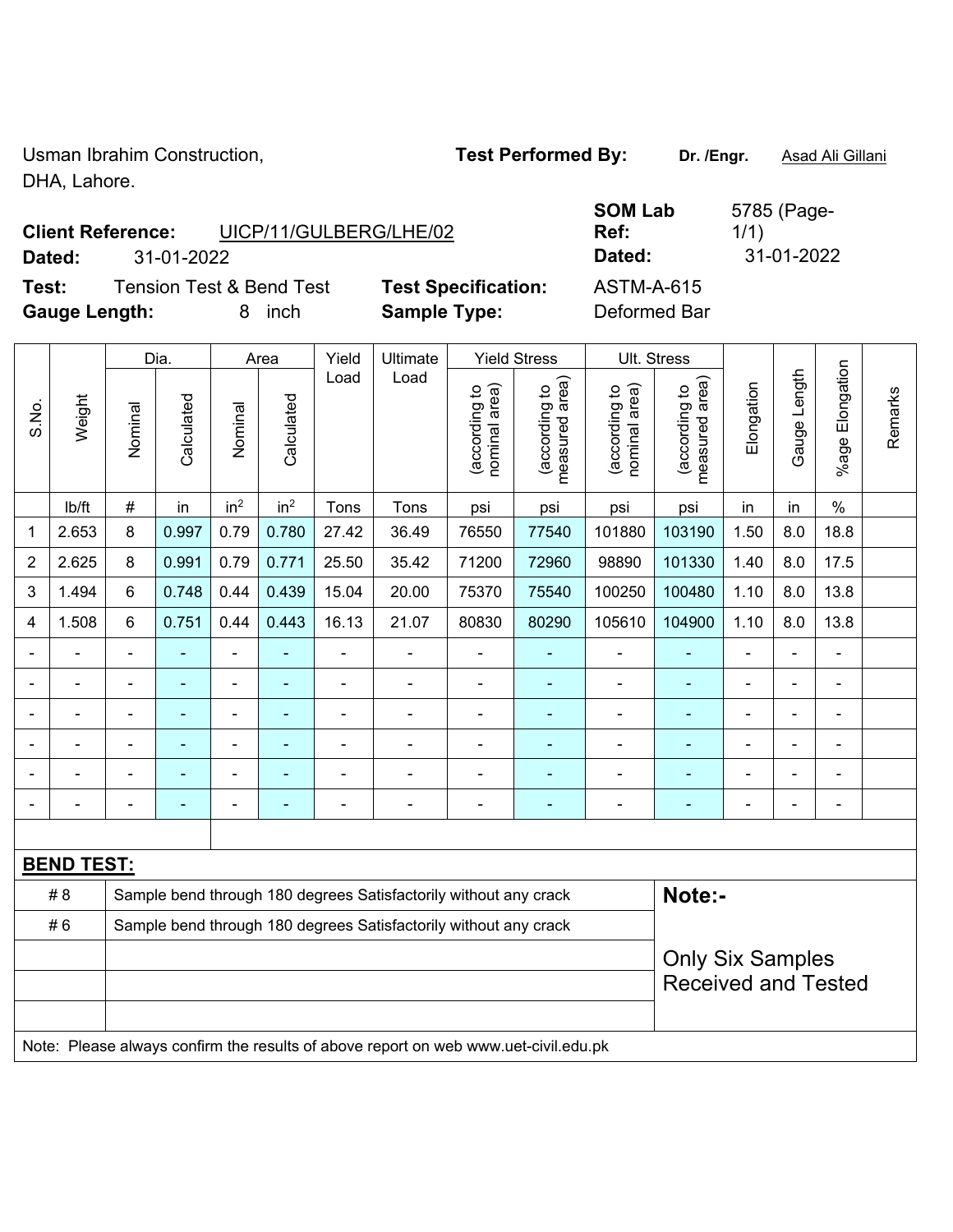Usman Ibrahim Construction,
DHA, Lahore.

**Test Performed By:** **Dr. /Engr.** Asad Ali Gillani

**Client Reference:** UICP/11/GULBERG/LHE/02
**Dated:** 31-01-2022

**SOM Lab Ref:** 5785 (Page-1/1)
**Dated:** 31-01-2022

**Test:** Tension Test & Bend Test
**Gauge Length:** 8 inch

**Test Specification:** ASTM-A-615
**Sample Type:** Deformed Bar

| S.No. | Weight | Dia. | | Area | | Yield Load | Ultimate Load | Yield Stress | | Ult. Stress | | Elongation | Gauge Length | %age Elongation | Remarks |
|---|---|---|---|---|---|---|---|---|---|---|---|---|---|---|---|
| | | Nominal | Calculated | Nominal | Calculated | | | (according to nominal area) | (according to measured area) | (according to nominal area) | (according to measured area) | | | | |
| | lb/ft | # | in | $in^2$ | $in^2$ | Tons | Tons | psi | psi | psi | psi | in | in | % | |
| 1 | 2.653 | 8 | 0.997 | 0.79 | 0.780 | 27.42 | 36.49 | 76550 | 77540 | 101880 | 103190 | 1.50 | 8.0 | 18.8 | |
| 2 | 2.625 | 8 | 0.991 | 0.79 | 0.771 | 25.50 | 35.42 | 71200 | 72960 | 98890 | 101330 | 1.40 | 8.0 | 17.5 | |
| 3 | 1.494 | 6 | 0.748 | 0.44 | 0.439 | 15.04 | 20.00 | 75370 | 75540 | 100250 | 100480 | 1.10 | 8.0 | 13.8 | |
| 4 | 1.508 | 6 | 0.751 | 0.44 | 0.443 | 16.13 | 21.07 | 80830 | 80290 | 105610 | 104900 | 1.10 | 8.0 | 13.8 | |
| - | - | - | - | - | - | - | - | - | - | - | - | - | - | - | |
| - | - | - | - | - | - | - | - | - | - | - | - | - | - | - | |
| - | - | - | - | - | - | - | - | - | - | - | - | - | - | - | |
| - | - | - | - | - | - | - | - | - | - | - | - | - | - | - | |
| - | - | - | - | - | - | - | - | - | - | - | - | - | - | - | |
| - | - | - | - | - | - | - | - | - | - | - | - | - | - | - | |

**BEND TEST:**

| | |
|---|---|
| # 8 | Sample bend through 180 degrees Satisfactorily without any crack |
| # 6 | Sample bend through 180 degrees Satisfactorily without any crack |

**Note:-**

Only Six Samples Received and Tested

Note: Please always confirm the results of above report on web www.uet-civil.edu.pk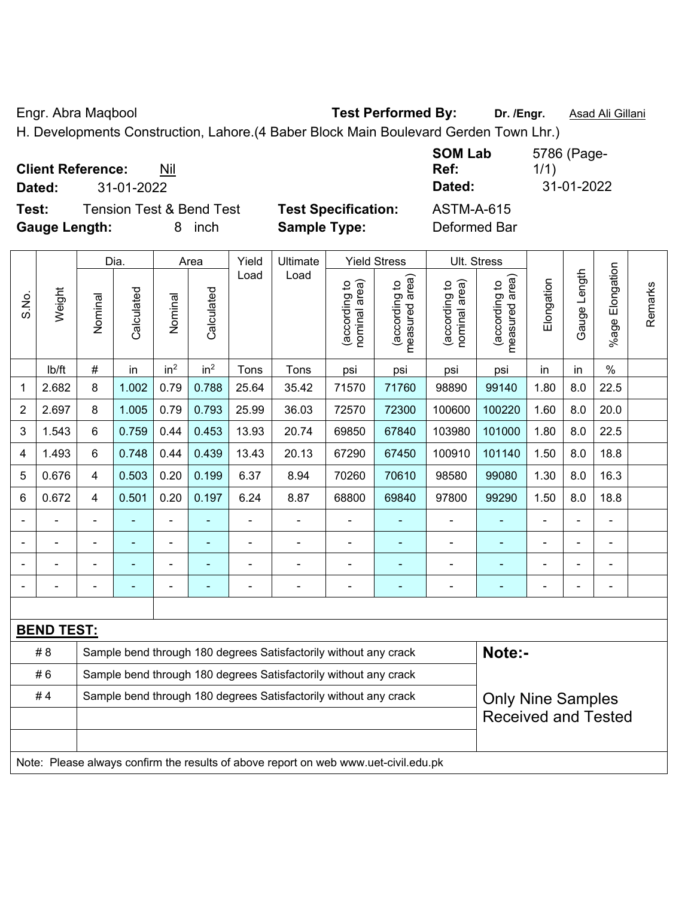Engr. Abra Maqbool **Test Performed By:** **Dr. /Engr.** Asad Ali Gillani

H. Developments Construction, Lahore.(4 Baber Block Main Boulevard Gerden Town Lhr.)

**Client Reference:** Nil **SOM Lab Ref:** 5786 (Page-1/1)

**Dated:** 31-01-2022 **Dated:** 31-01-2022

**Test:** Tension Test & Bend Test **Test Specification:** ASTM-A-615

**Gauge Length:** 8 inch **Sample Type:** Deformed Bar

| S.No. | Weight | Dia. | | Area | | Yield Load | Ultimate Load | Yield Stress | | Ult. Stress | | Elongation | Gauge Length | %age Elongation | Remarks |
|---|---|---|---|---|---|---|---|---|---|---|---|---|---|---|---|
| | | Nominal | Calculated | Nominal | Calculated | | | (according to nominal area) | (according to measured area) | (according to nominal area) | (according to measured area) | | | | |
| | lb/ft | # | in | $in^2$ | $in^2$ | Tons | Tons | psi | psi | psi | psi | in | in | % | |
| 1 | 2.682 | 8 | 1.002 | 0.79 | 0.788 | 25.64 | 35.42 | 71570 | 71760 | 98890 | 99140 | 1.80 | 8.0 | 22.5 | |
| 2 | 2.697 | 8 | 1.005 | 0.79 | 0.793 | 25.99 | 36.03 | 72570 | 72300 | 100600 | 100220 | 1.60 | 8.0 | 20.0 | |
| 3 | 1.543 | 6 | 0.759 | 0.44 | 0.453 | 13.93 | 20.74 | 69850 | 67840 | 103980 | 101000 | 1.80 | 8.0 | 22.5 | |
| 4 | 1.493 | 6 | 0.748 | 0.44 | 0.439 | 13.43 | 20.13 | 67290 | 67450 | 100910 | 101140 | 1.50 | 8.0 | 18.8 | |
| 5 | 0.676 | 4 | 0.503 | 0.20 | 0.199 | 6.37 | 8.94 | 70260 | 70610 | 98580 | 99080 | 1.30 | 8.0 | 16.3 | |
| 6 | 0.672 | 4 | 0.501 | 0.20 | 0.197 | 6.24 | 8.87 | 68800 | 69840 | 97800 | 99290 | 1.50 | 8.0 | 18.8 | |
| - | - | - | - | - | - | - | - | - | - | - | - | - | - | - | |
| - | - | - | - | - | - | - | - | - | - | - | - | - | - | - | |
| - | - | - | - | - | - | - | - | - | - | - | - | - | - | - | |
| - | - | - | - | - | - | - | - | - | - | - | - | - | - | - | |

**BEND TEST:**

| | | |
|---|---|---|
| # 8 | Sample bend through 180 degrees Satisfactorily without any crack | **Note:-** |
| # 6 | Sample bend through 180 degrees Satisfactorily without any crack | |
| # 4 | Sample bend through 180 degrees Satisfactorily without any crack | Only Nine Samples Received and Tested |
| | | |
| | | |

Note: Please always confirm the results of above report on web www.uet-civil.edu.pk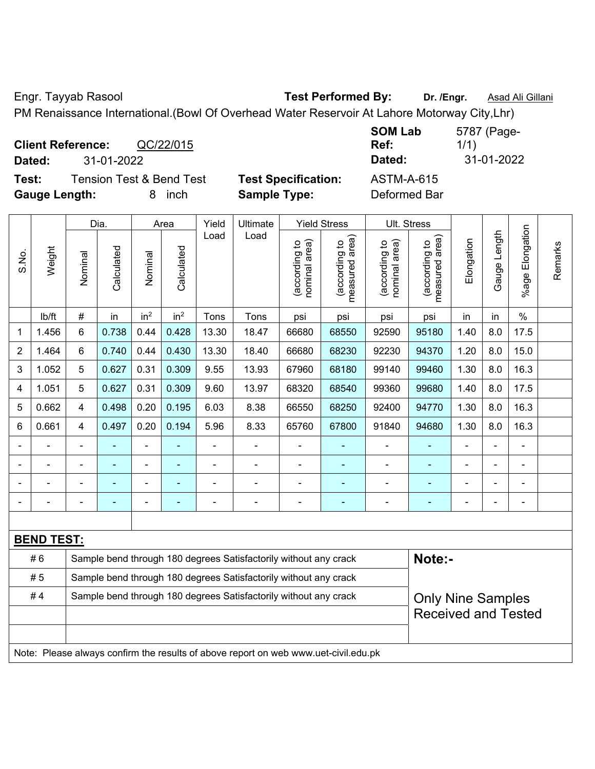Engr. Tayyab Rasool **Test Performed By:** **Dr. /Engr.** Asad Ali Gillani

PM Renaissance International.(Bowl Of Overhead Water Reservoir At Lahore Motorway City,Lhr)

**Client Reference:** QC/22/015

**Dated:** 31-01-2022

**SOM Lab Ref:** 5787 (Page-1/1)

**Dated:** 31-01-2022

**Test:** Tension Test & Bend Test

**Gauge Length:** 8 inch

**Test Specification:** ASTM-A-615

**Sample Type:** Deformed Bar

| S.No. | Weight | Dia. | | Area | | Yield Load | Ultimate Load | Yield Stress | | Ult. Stress | | Elongation | Gauge Length | %age Elongation | Remarks |
|---|---|---|---|---|---|---|---|---|---|---|---|---|---|---|---|
| | | Nominal | Calculated | Nominal | Calculated | | | (according to nominal area) | (according to measured area) | (according to nominal area) | (according to measured area) | | | | |
| | lb/ft | # | in | $in^2$ | $in^2$ | Tons | Tons | psi | psi | psi | psi | in | in | % | |
| 1 | 1.456 | 6 | 0.738 | 0.44 | 0.428 | 13.30 | 18.47 | 66680 | 68550 | 92590 | 95180 | 1.40 | 8.0 | 17.5 | |
| 2 | 1.464 | 6 | 0.740 | 0.44 | 0.430 | 13.30 | 18.40 | 66680 | 68230 | 92230 | 94370 | 1.20 | 8.0 | 15.0 | |
| 3 | 1.052 | 5 | 0.627 | 0.31 | 0.309 | 9.55 | 13.93 | 67960 | 68180 | 99140 | 99460 | 1.30 | 8.0 | 16.3 | |
| 4 | 1.051 | 5 | 0.627 | 0.31 | 0.309 | 9.60 | 13.97 | 68320 | 68540 | 99360 | 99680 | 1.40 | 8.0 | 17.5 | |
| 5 | 0.662 | 4 | 0.498 | 0.20 | 0.195 | 6.03 | 8.38 | 66550 | 68250 | 92400 | 94770 | 1.30 | 8.0 | 16.3 | |
| 6 | 0.661 | 4 | 0.497 | 0.20 | 0.194 | 5.96 | 8.33 | 65760 | 67800 | 91840 | 94680 | 1.30 | 8.0 | 16.3 | |
| - | - | - | - | - | - | - | - | - | - | - | - | - | - | - | |
| - | - | - | - | - | - | - | - | - | - | - | - | - | - | - | |
| - | - | - | - | - | - | - | - | - | - | - | - | - | - | - | |
| - | - | - | - | - | - | - | - | - | - | - | - | - | - | - | |

**BEND TEST:**

| | | |
|---|---|---|
| # 6 | Sample bend through 180 degrees Satisfactorily without any crack | **Note:-** |
| # 5 | Sample bend through 180 degrees Satisfactorily without any crack | |
| # 4 | Sample bend through 180 degrees Satisfactorily without any crack | Only Nine Samples Received and Tested |

Note: Please always confirm the results of above report on web www.uet-civil.edu.pk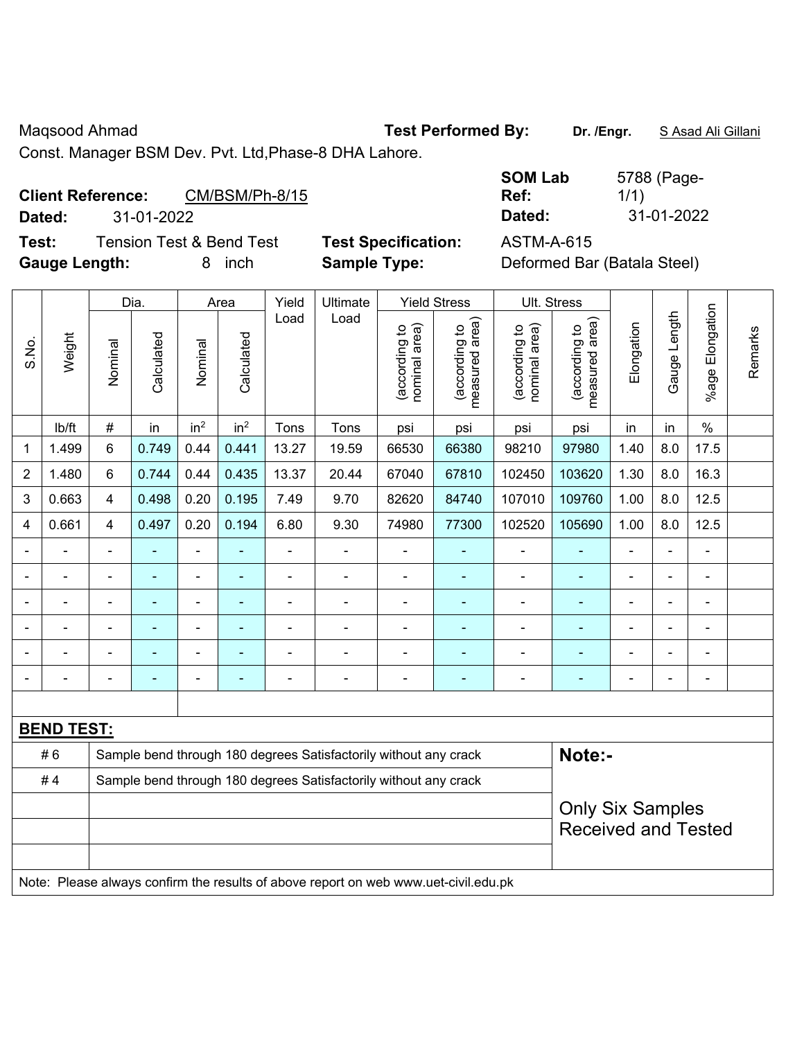Maqsood Ahmad

Const. Manager BSM Dev. Pvt. Ltd,Phase-8 DHA Lahore.

**Test Performed By:** Dr. /Engr. S Asad Ali Gillani

**Client Reference:** CM/BSM/Ph-8/15

**Dated:** 31-01-2022

**SOM Lab Ref:** 5788 (Page-1/1)

**Dated:** 31-01-2022

**Test:** Tension Test & Bend Test

**Test Specification:** ASTM-A-615

**Gauge Length:** 8 inch

**Sample Type:** Deformed Bar (Batala Steel)

| S.No. | Weight | Dia. | | Area | | Yield Load | Ultimate Load | Yield Stress | | Ult. Stress | | Elongation | Gauge Length | %age Elongation | Remarks |
|---|---|---|---|---|---|---|---|---|---|---|---|---|---|---|---|
| | | Nominal | Calculated | Nominal | Calculated | | | (according to nominal area) | (according to measured area) | (according to nominal area) | (according to measured area) | | | | |
| | lb/ft | # | in | $in^2$ | $in^2$ | Tons | Tons | psi | psi | psi | psi | in | in | % | |
| 1 | 1.499 | 6 | 0.749 | 0.44 | 0.441 | 13.27 | 19.59 | 66530 | 66380 | 98210 | 97980 | 1.40 | 8.0 | 17.5 | |
| 2 | 1.480 | 6 | 0.744 | 0.44 | 0.435 | 13.37 | 20.44 | 67040 | 67810 | 102450 | 103620 | 1.30 | 8.0 | 16.3 | |
| 3 | 0.663 | 4 | 0.498 | 0.20 | 0.195 | 7.49 | 9.70 | 82620 | 84740 | 107010 | 109760 | 1.00 | 8.0 | 12.5 | |
| 4 | 0.661 | 4 | 0.497 | 0.20 | 0.194 | 6.80 | 9.30 | 74980 | 77300 | 102520 | 105690 | 1.00 | 8.0 | 12.5 | |
| - | - | - | - | - | - | - | - | - | - | - | - | - | - | - | |
| - | - | - | - | - | - | - | - | - | - | - | - | - | - | - | |
| - | - | - | - | - | - | - | - | - | - | - | - | - | - | - | |
| - | - | - | - | - | - | - | - | - | - | - | - | - | - | - | |
| - | - | - | - | - | - | - | - | - | - | - | - | - | - | - | |
| - | - | - | - | - | - | - | - | - | - | - | - | - | - | - | |

**BEND TEST:**

| | | |
|---|---|---|
| # 6 | Sample bend through 180 degrees Satisfactorily without any crack | **Note:-** |
| # 4 | Sample bend through 180 degrees Satisfactorily without any crack | |
| | | Only Six Samples Received and Tested |

Note: Please always confirm the results of above report on web www.uet-civil.edu.pk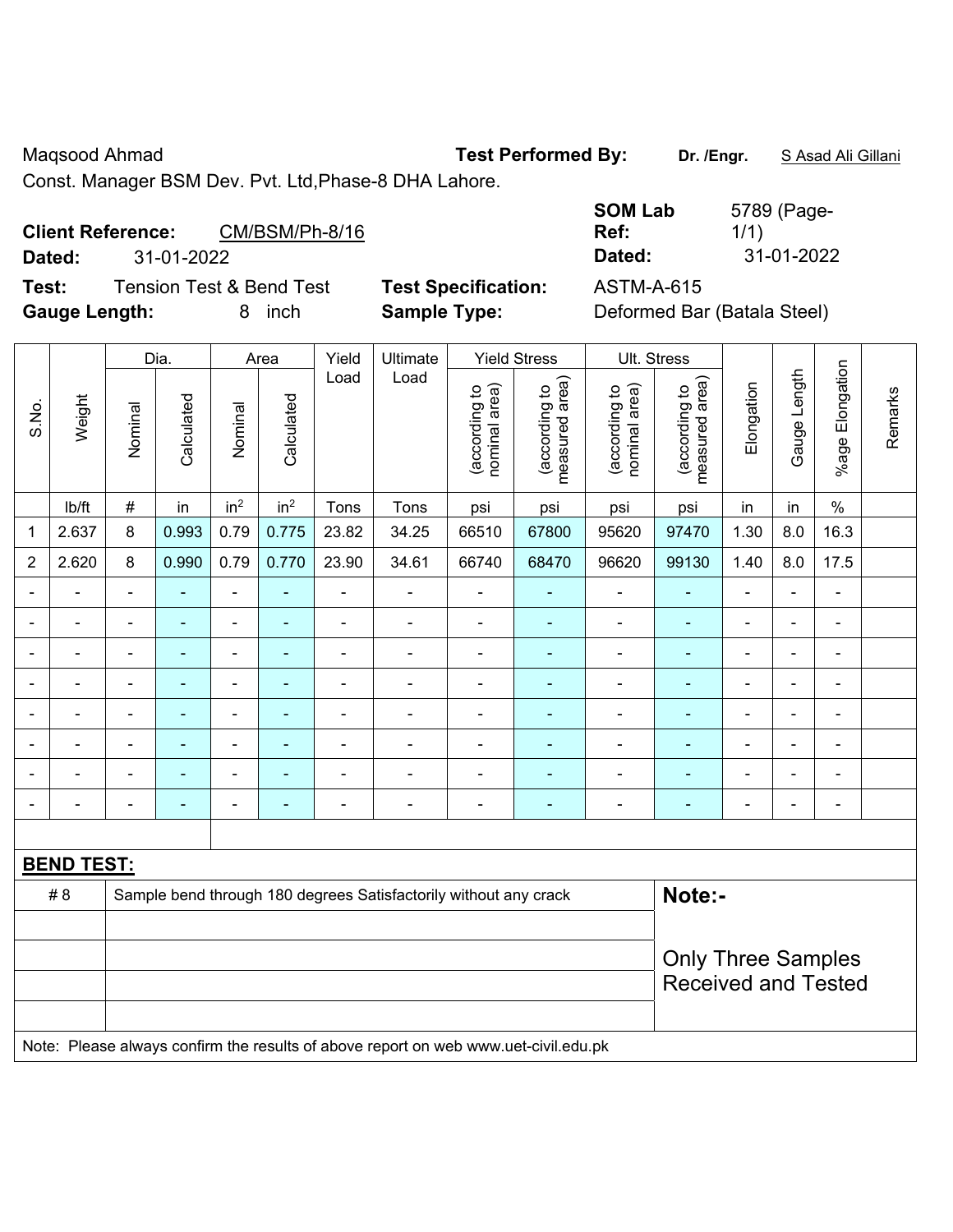Maqsood Ahmad **Test Performed By:** **Dr. /Engr.** S Asad Ali Gillani

Const. Manager BSM Dev. Pvt. Ltd,Phase-8 DHA Lahore.

**Client Reference:** CM/BSM/Ph-8/16 **SOM Lab Ref:** 5789 (Page-1/1)

**Dated:** 31-01-2022 **Dated:** 31-01-2022

**Test:** Tension Test & Bend Test **Test Specification:** ASTM-A-615

**Gauge Length:** 8 inch **Sample Type:** Deformed Bar (Batala Steel)

| S.No. | Weight | Dia. | | Area | | Yield Load | Ultimate Load | Yield Stress | | Ult. Stress | | Elongation | Gauge Length | %age Elongation | Remarks |
|---|---|---|---|---|---|---|---|---|---|---|---|---|---|---|---|
| | | Nominal | Calculated | Nominal | Calculated | | | (according to nominal area) | (according to measured area) | (according to nominal area) | (according to measured area) | | | | |
| | lb/ft | # | in | in$^2$ | in$^2$ | Tons | Tons | psi | psi | psi | psi | in | in | % | |
| 1 | 2.637 | 8 | 0.993 | 0.79 | 0.775 | 23.82 | 34.25 | 66510 | 67800 | 95620 | 97470 | 1.30 | 8.0 | 16.3 | |
| 2 | 2.620 | 8 | 0.990 | 0.79 | 0.770 | 23.90 | 34.61 | 66740 | 68470 | 96620 | 99130 | 1.40 | 8.0 | 17.5 | |
| - | - | - | - | - | - | - | - | - | - | - | - | - | - | - | |
| - | - | - | - | - | - | - | - | - | - | - | - | - | - | - | |
| - | - | - | - | - | - | - | - | - | - | - | - | - | - | - | |
| - | - | - | - | - | - | - | - | - | - | - | - | - | - | - | |
| - | - | - | - | - | - | - | - | - | - | - | - | - | - | - | |
| - | - | - | - | - | - | - | - | - | - | - | - | - | - | - | |
| - | - | - | - | - | - | - | - | - | - | - | - | - | - | - | |
| - | - | - | - | - | - | - | - | - | - | - | - | - | - | - | |

**BEND TEST:**

| | | |
|---|---|---|
| # 8 | Sample bend through 180 degrees Satisfactorily without any crack | **Note:-** |
| | | Only Three Samples Received and Tested |

Note: Please always confirm the results of above report on web www.uet-civil.edu.pk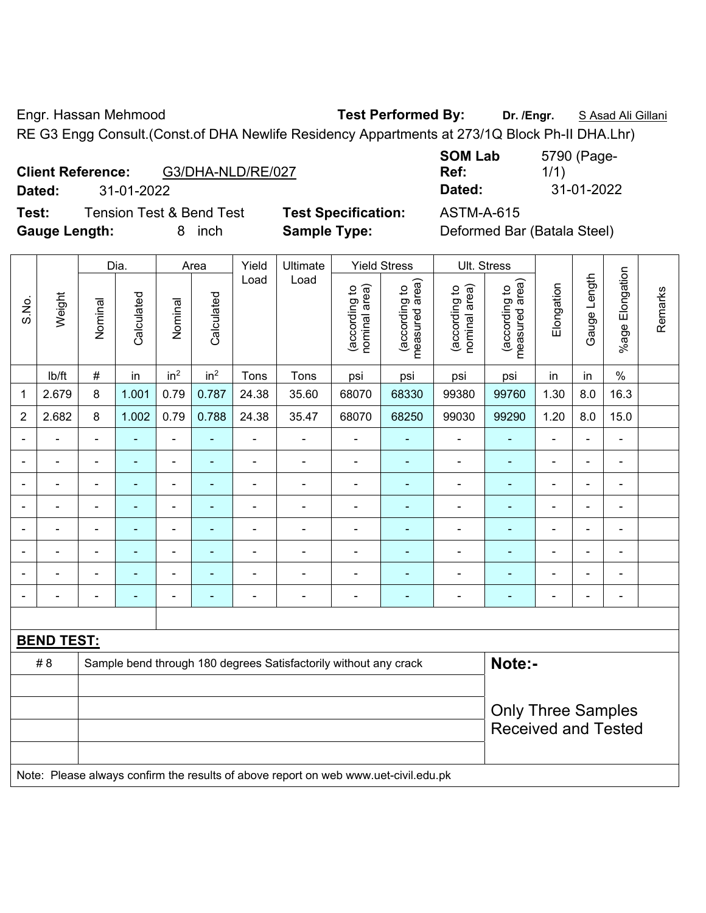Engr. Hassan Mehmood **Test Performed By:** **Dr. /Engr.** S Asad Ali Gillani

RE G3 Engg Consult.(Const.of DHA Newlife Residency Appartments at 273/1Q Block Ph-II DHA.Lhr)

**Client Reference:** G3/DHA-NLD/RE/027 **SOM Lab Ref:** 5790 (Page-1/1)

**Dated:** 31-01-2022 **Dated:** 31-01-2022

**Test:** Tension Test & Bend Test **Test Specification:** ASTM-A-615

**Gauge Length:** 8 inch **Sample Type:** Deformed Bar (Batala Steel)

| S.No. | Weight | Dia. | | Area | | Yield Load | Ultimate Load | Yield Stress | | Ult. Stress | | Elongation | Gauge Length | %age Elongation | Remarks |
|---|---|---|---|---|---|---|---|---|---|---|---|---|---|---|---|
| | | Nominal | Calculated | Nominal | Calculated | | | (according to nominal area) | (according to measured area) | (according to nominal area) | (according to measured area) | | | | |
| | lb/ft | # | in | $in^2$ | $in^2$ | Tons | Tons | psi | psi | psi | psi | in | in | % | |
| 1 | 2.679 | 8 | 1.001 | 0.79 | 0.787 | 24.38 | 35.60 | 68070 | 68330 | 99380 | 99760 | 1.30 | 8.0 | 16.3 | |
| 2 | 2.682 | 8 | 1.002 | 0.79 | 0.788 | 24.38 | 35.47 | 68070 | 68250 | 99030 | 99290 | 1.20 | 8.0 | 15.0 | |
| - | - | - | - | - | - | - | - | - | - | - | - | - | - | - | |
| - | - | - | - | - | - | - | - | - | - | - | - | - | - | - | |
| - | - | - | - | - | - | - | - | - | - | - | - | - | - | - | |
| - | - | - | - | - | - | - | - | - | - | - | - | - | - | - | |
| - | - | - | - | - | - | - | - | - | - | - | - | - | - | - | |
| - | - | - | - | - | - | - | - | - | - | - | - | - | - | - | |
| - | - | - | - | - | - | - | - | - | - | - | - | - | - | - | |
| - | - | - | - | - | - | - | - | - | - | - | - | - | - | - | |

**BEND TEST:**

| | | |
|---|---|---|
| # 8 | Sample bend through 180 degrees Satisfactorily without any crack | **Note:-** |
| | | Only Three Samples Received and Tested |

Note: Please always confirm the results of above report on web www.uet-civil.edu.pk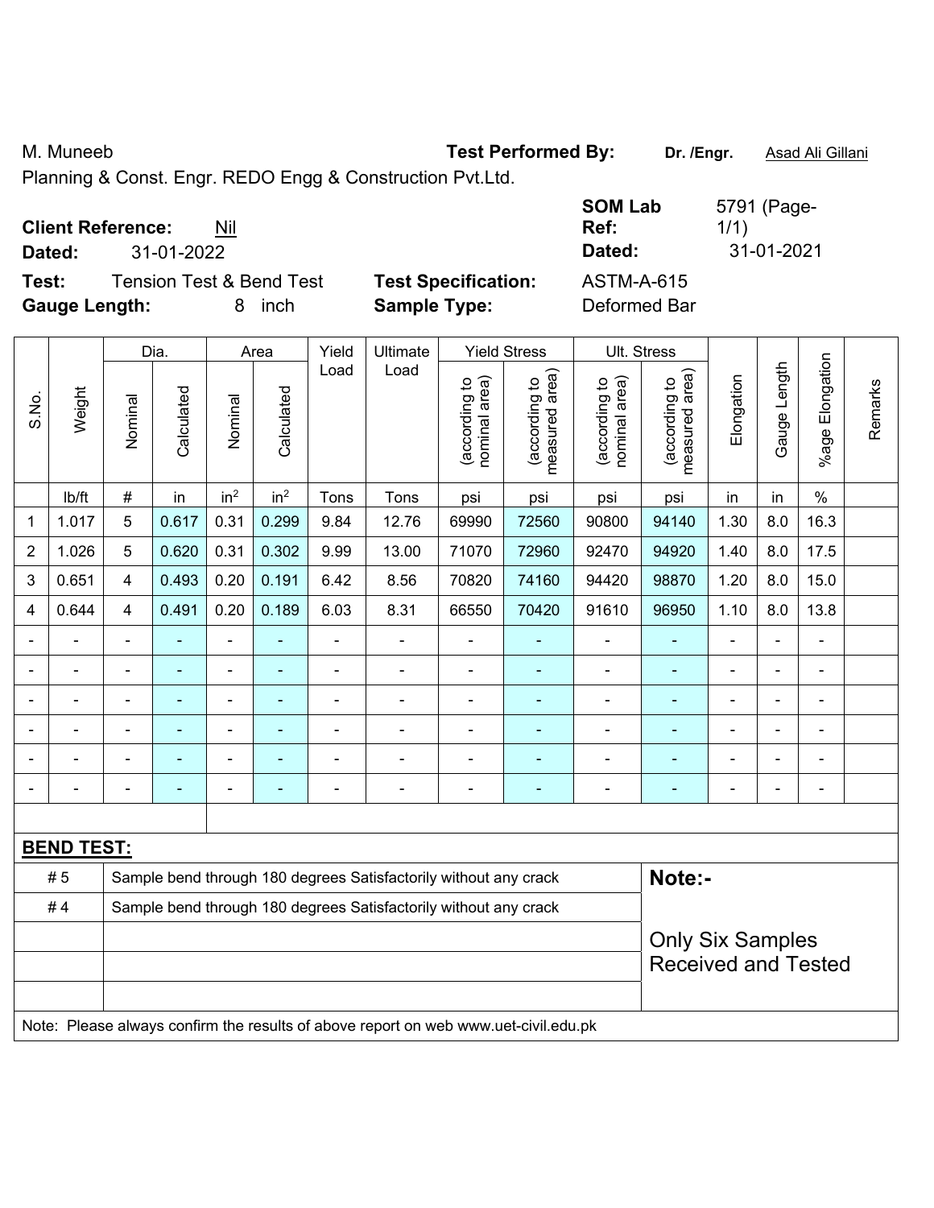M. Muneeb

Planning & Const. Engr. REDO Engg & Construction Pvt.Ltd.

**Test Performed By:** **Dr. /Engr.** Asad Ali Gillani

**Client Reference:** Nil

**Dated:** 31-01-2022

**SOM Lab Ref:** 5791 (Page-1/1)

**Dated:** 31-01-2021

**Test:** Tension Test & Bend Test

**Test Specification:** ASTM-A-615

**Gauge Length:** 8 inch

**Sample Type:** Deformed Bar

| S.No. | Weight | Dia. | | Area | | Yield Load | Ultimate Load | Yield Stress | | Ult. Stress | | Elongation | Gauge Length | %age Elongation | Remarks |
|---|---|---|---|---|---|---|---|---|---|---|---|---|---|---|---|
| | | Nominal | Calculated | Nominal | Calculated | | | (according to nominal area) | (according to measured area) | (according to nominal area) | (according to measured area) | | | | |
| | lb/ft | # | in | in² | in² | Tons | Tons | psi | psi | psi | psi | in | in | % | |
| 1 | 1.017 | 5 | 0.617 | 0.31 | 0.299 | 9.84 | 12.76 | 69990 | 72560 | 90800 | 94140 | 1.30 | 8.0 | 16.3 | |
| 2 | 1.026 | 5 | 0.620 | 0.31 | 0.302 | 9.99 | 13.00 | 71070 | 72960 | 92470 | 94920 | 1.40 | 8.0 | 17.5 | |
| 3 | 0.651 | 4 | 0.493 | 0.20 | 0.191 | 6.42 | 8.56 | 70820 | 74160 | 94420 | 98870 | 1.20 | 8.0 | 15.0 | |
| 4 | 0.644 | 4 | 0.491 | 0.20 | 0.189 | 6.03 | 8.31 | 66550 | 70420 | 91610 | 96950 | 1.10 | 8.0 | 13.8 | |
| - | - | - | - | - | - | - | - | - | - | - | - | - | - | - | |
| - | - | - | - | - | - | - | - | - | - | - | - | - | - | - | |
| - | - | - | - | - | - | - | - | - | - | - | - | - | - | - | |
| - | - | - | - | - | - | - | - | - | - | - | - | - | - | - | |
| - | - | - | - | - | - | - | - | - | - | - | - | - | - | - | |
| - | - | - | - | - | - | - | - | - | - | - | - | - | - | - | |

**BEND TEST:**

| | | |
|---|---|---|
| # 5 | Sample bend through 180 degrees Satisfactorily without any crack | **Note:-** |
| # 4 | Sample bend through 180 degrees Satisfactorily without any crack | |
| | | Only Six Samples Received and Tested |

Note: Please always confirm the results of above report on web www.uet-civil.edu.pk